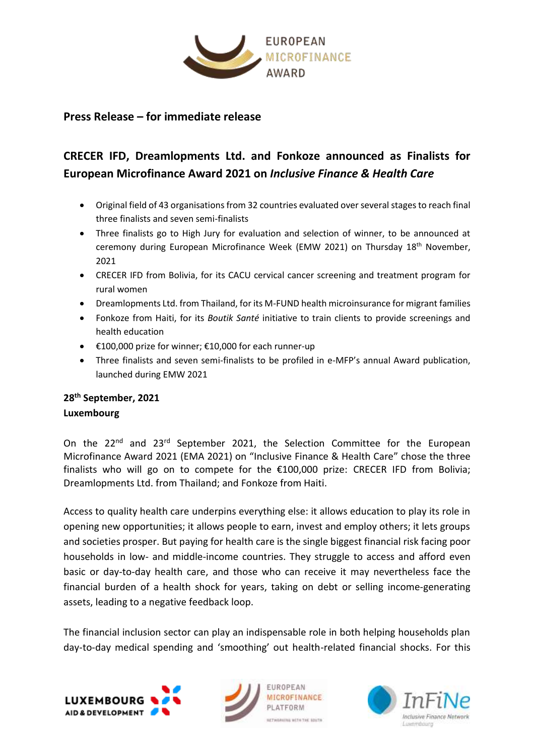**Press Release – for immediate release**

# CRECER IFD, Dreamlopments Ltd. and Fonkoze announced as Finalists for European Microfinance Award 2021 on *Inclusive Finance & Health Care*

- Original field of 43 organisations from 32 countries evaluated over several stages to reach final three finalists and seven semi-finalists
- Three finalists go to High Jury for evaluation and selection of winner, to be announced at ceremony during European Microfinance Week (EMW 2021) on Thursday 18th November, 2021
- CRECER IFD from Bolivia, for its CACU cervical cancer screening and treatment program for rural women
- Dreamlopments Ltd. from Thailand, for its M-FUND health microinsurance for migrant families
- Fonkoze from Haiti, for its *Boutik Santé* initiative to train clients to provide screenings and health education
- €100,000 prize for winner; €10,000 for each runner-up
- Three finalists and seven semi-finalists to be profiled in e-MFP's annual Award publication, launched during EMW 2021

**28th September, 2021**
**Luxembourg**

On the 22nd and 23rd September 2021, the Selection Committee for the European Microfinance Award 2021 (EMA 2021) on "Inclusive Finance & Health Care" chose the three finalists who will go on to compete for the €100,000 prize: CRECER IFD from Bolivia; Dreamlopments Ltd. from Thailand; and Fonkoze from Haiti.

Access to quality health care underpins everything else: it allows education to play its role in opening new opportunities; it allows people to earn, invest and employ others; it lets groups and societies prosper. But paying for health care is the single biggest financial risk facing poor households in low- and middle-income countries. They struggle to access and afford even basic or day-to-day health care, and those who can receive it may nevertheless face the financial burden of a health shock for years, taking on debt or selling income-generating assets, leading to a negative feedback loop.

The financial inclusion sector can play an indispensable role in both helping households plan day-to-day medical spending and 'smoothing' out health-related financial shocks. For this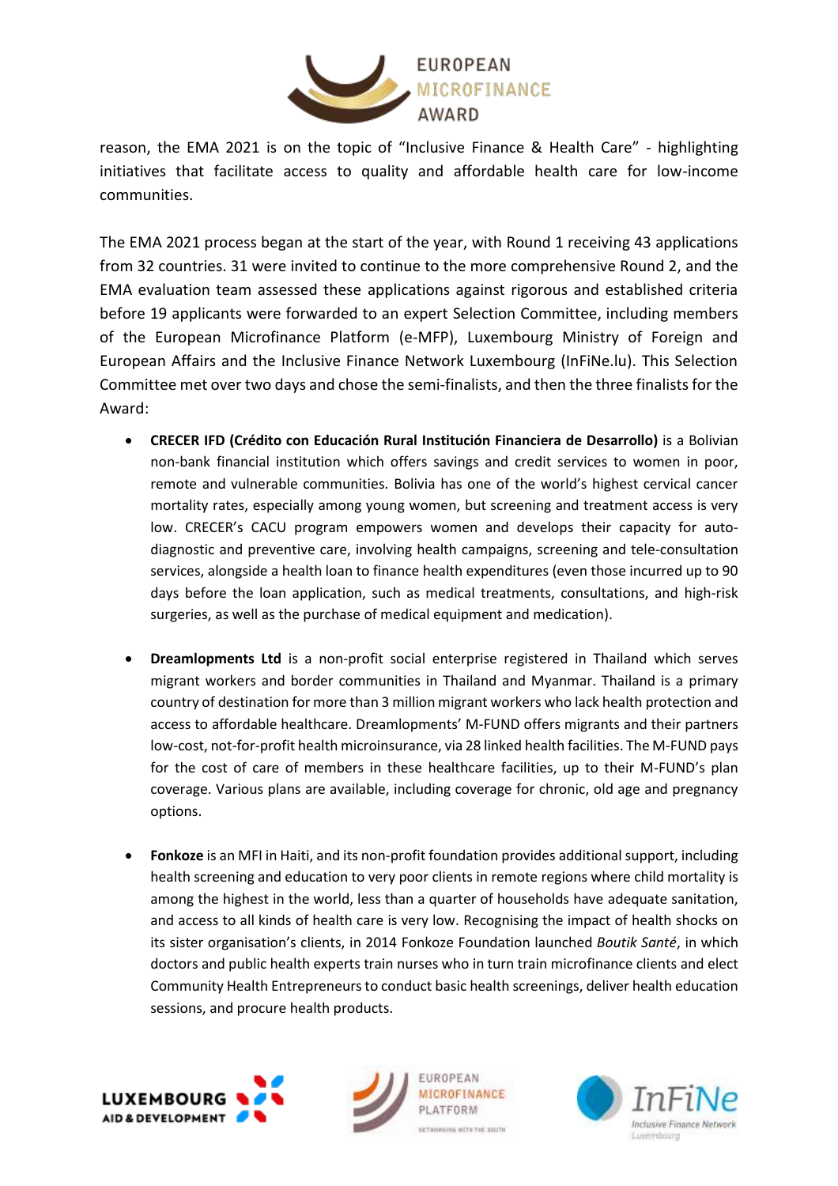reason, the EMA 2021 is on the topic of "Inclusive Finance & Health Care" - highlighting initiatives that facilitate access to quality and affordable health care for low-income communities.

The EMA 2021 process began at the start of the year, with Round 1 receiving 43 applications from 32 countries. 31 were invited to continue to the more comprehensive Round 2, and the EMA evaluation team assessed these applications against rigorous and established criteria before 19 applicants were forwarded to an expert Selection Committee, including members of the European Microfinance Platform (e-MFP), Luxembourg Ministry of Foreign and European Affairs and the Inclusive Finance Network Luxembourg (InFiNe.lu). This Selection Committee met over two days and chose the semi-finalists, and then the three finalists for the Award:

- **CRECER IFD (Crédito con Educación Rural Institución Financiera de Desarrollo)** is a Bolivian non-bank financial institution which offers savings and credit services to women in poor, remote and vulnerable communities. Bolivia has one of the world's highest cervical cancer mortality rates, especially among young women, but screening and treatment access is very low. CRECER's CACU program empowers women and develops their capacity for auto-diagnostic and preventive care, involving health campaigns, screening and tele-consultation services, alongside a health loan to finance health expenditures (even those incurred up to 90 days before the loan application, such as medical treatments, consultations, and high-risk surgeries, as well as the purchase of medical equipment and medication).

- **Dreamlopments Ltd** is a non-profit social enterprise registered in Thailand which serves migrant workers and border communities in Thailand and Myanmar. Thailand is a primary country of destination for more than 3 million migrant workers who lack health protection and access to affordable healthcare. Dreamlopments' M-FUND offers migrants and their partners low-cost, not-for-profit health microinsurance, via 28 linked health facilities. The M-FUND pays for the cost of care of members in these healthcare facilities, up to their M-FUND's plan coverage. Various plans are available, including coverage for chronic, old age and pregnancy options.

- **Fonkoze** is an MFI in Haiti, and its non-profit foundation provides additional support, including health screening and education to very poor clients in remote regions where child mortality is among the highest in the world, less than a quarter of households have adequate sanitation, and access to all kinds of health care is very low. Recognising the impact of health shocks on its sister organisation's clients, in 2014 Fonkoze Foundation launched *Boutik Santé*, in which doctors and public health experts train nurses who in turn train microfinance clients and elect Community Health Entrepreneurs to conduct basic health screenings, deliver health education sessions, and procure health products.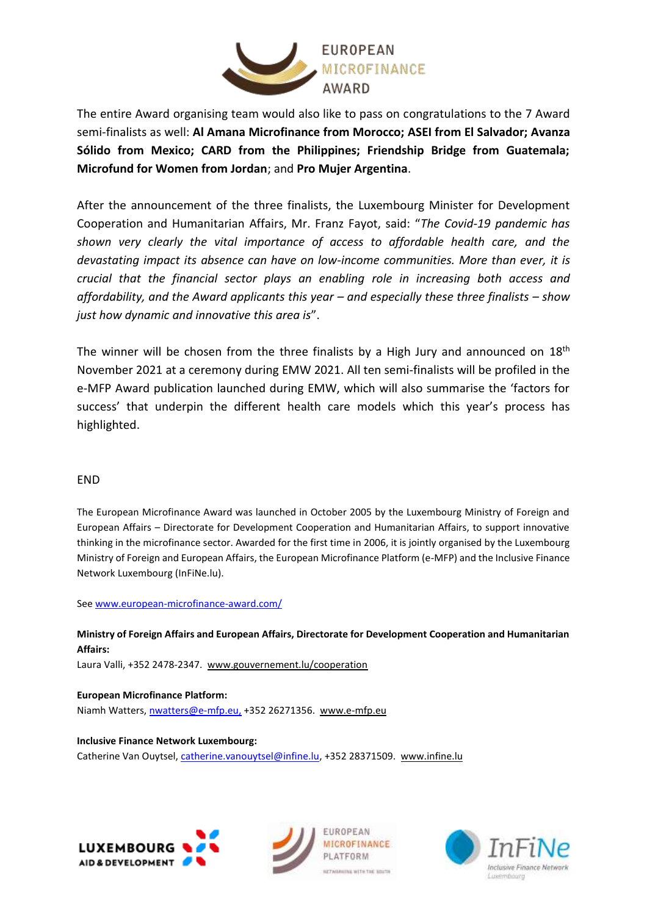The entire Award organising team would also like to pass on congratulations to the 7 Award semi-finalists as well: **Al Amana Microfinance from Morocco; ASEI from El Salvador; Avanza Sólido from Mexico; CARD from the Philippines; Friendship Bridge from Guatemala; Microfund for Women from Jordan**; and **Pro Mujer Argentina**.

After the announcement of the three finalists, the Luxembourg Minister for Development Cooperation and Humanitarian Affairs, Mr. Franz Fayot, said: "*The Covid-19 pandemic has shown very clearly the vital importance of access to affordable health care, and the devastating impact its absence can have on low-income communities. More than ever, it is crucial that the financial sector plays an enabling role in increasing both access and affordability, and the Award applicants this year – and especially these three finalists – show just how dynamic and innovative this area is*".

The winner will be chosen from the three finalists by a High Jury and announced on 18th November 2021 at a ceremony during EMW 2021. All ten semi-finalists will be profiled in the e-MFP Award publication launched during EMW, which will also summarise the 'factors for success' that underpin the different health care models which this year's process has highlighted.

END

The European Microfinance Award was launched in October 2005 by the Luxembourg Ministry of Foreign and European Affairs – Directorate for Development Cooperation and Humanitarian Affairs, to support innovative thinking in the microfinance sector. Awarded for the first time in 2006, it is jointly organised by the Luxembourg Ministry of Foreign and European Affairs, the European Microfinance Platform (e-MFP) and the Inclusive Finance Network Luxembourg (InFiNe.lu).

See www.european-microfinance-award.com/

**Ministry of Foreign Affairs and European Affairs, Directorate for Development Cooperation and Humanitarian Affairs:**
Laura Valli, +352 2478-2347. www.gouvernement.lu/cooperation

**European Microfinance Platform:**
Niamh Watters, nwatters@e-mfp.eu, +352 26271356. www.e-mfp.eu

**Inclusive Finance Network Luxembourg:**
Catherine Van Ouytsel, catherine.vanouytsel@infine.lu, +352 28371509. www.infine.lu